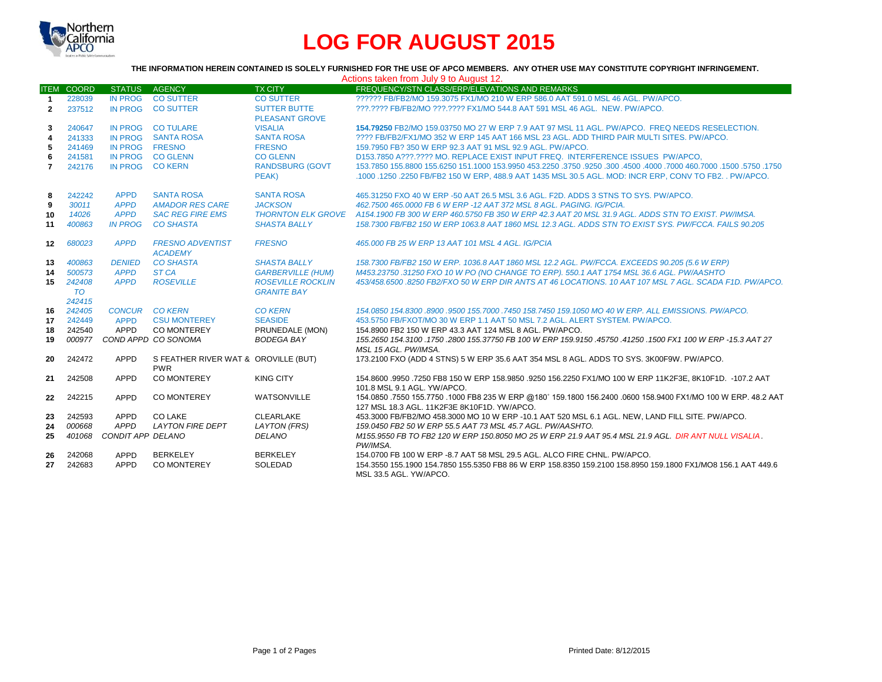# LOG FOR AUGUST 2015

**THE INFORMATION HEREIN CONTAINED IS SOLELY FURNISHED FOR THE USE OF APCO MEMBERS. ANY OTHER USE MAY CONSTITUTE COPYRIGHT INFRINGEMENT.**

Actions taken from July 9 to August 12.

| ITEM | COORD | STATUS | AGENCY | TX CITY | FREQUENCY/STN CLASS/ERP/ELEVATIONS AND REMARKS |
|---|---|---|---|---|---|
| 1 | 228039 | IN PROG | CO SUTTER | CO SUTTER | ?????? FB/FB2/MO 159.3075 FX1/MO 210 W ERP 586.0 AAT 591.0 MSL 46 AGL. PW/APCO. |
| 2 | 237512 | IN PROG | CO SUTTER | SUTTER BUTTE PLEASANT GROVE | ???.???? FB/FB2/MO ???.???? FX1/MO 544.8 AAT 591 MSL 46 AGL. NEW. PW/APCO. |
| 3 | 240647 | IN PROG | CO TULARE | VISALIA | **154.79250** FB2/MO 159.03750 MO 27 W ERP 7.9 AAT 97 MSL 11 AGL. PW/APCO. FREQ NEEDS RESELECTION. |
| 4 | 241333 | IN PROG | SANTA ROSA | SANTA ROSA | ???? FB/FB2/FX1/MO 352 W ERP 145 AAT 166 MSL 23 AGL. ADD THIRD PAIR MULTI SITES. PW/APCO. |
| 5 | 241469 | IN PROG | FRESNO | FRESNO | 159.7950 FB? 350 W ERP 92.3 AAT 91 MSL 92.9 AGL. PW/APCO. |
| 6 | 241581 | IN PROG | CO GLENN | CO GLENN | D153.7850 A???.???? MO. REPLACE EXIST INPUT FREQ. INTERFERENCE ISSUES PW/APCO, |
| 7 | 242176 | IN PROG | CO KERN | RANDSBURG (GOVT PEAK) | 153.7850 155.8800 155.6250 151.1000 153.9950 453.2250 .3750 .9250 .300 .4500 .4000 .7000 460.7000 .1500 .5750 .1750 .1000 .1250 .2250 FB/FB2 150 W ERP, 488.9 AAT 1435 MSL 30.5 AGL. MOD: INCR ERP, CONV TO FB2. . PW/APCO. |
| 8 | 242242 | APPD | SANTA ROSA | SANTA ROSA | 465.31250 FXO 40 W ERP -50 AAT 26.5 MSL 3.6 AGL. F2D. ADDS 3 STNS TO SYS. PW/APCO. |
| 9 | *30011* | *APPD* | *AMADOR RES CARE* | *JACKSON* | *462.7500 465.0000 FB 6 W ERP -12 AAT 372 MSL 8 AGL. PAGING. IG/PCIA.* |
| 10 | *14026* | *APPD* | *SAC REG FIRE EMS* | *THORNTON ELK GROVE* | *A154.1900 FB 300 W ERP 460.5750 FB 350 W ERP 42.3 AAT 20 MSL 31.9 AGL. ADDS STN TO EXIST. PW/IMSA.* |
| 11 | *400863* | *IN PROG* | *CO SHASTA* | *SHASTA BALLY* | *158.7300 FB/FB2 150 W ERP 1063.8 AAT 1860 MSL 12.3 AGL. ADDS STN TO EXIST SYS. PW/FCCA. FAILS 90.205* |
| 12 | *680023* | *APPD* | *FRESNO ADVENTIST ACADEMY* | *FRESNO* | *465.000 FB 25 W ERP 13 AAT 101 MSL 4 AGL. IG/PCIA* |
| 13 | *400863* | *DENIED* | *CO SHASTA* | *SHASTA BALLY* | *158.7300 FB/FB2 150 W ERP. 1036.8 AAT 1860 MSL 12.2 AGL. PW/FCCA. EXCEEDS 90.205 (5.6 W ERP)* |
| 14 | *500573* | *APPD* | *ST CA* | *GARBERVILLE (HUM)* | *M453.23750 .31250 FXO 10 W PO (NO CHANGE TO ERP). 550.1 AAT 1754 MSL 36.6 AGL. PW/AASHTO* |
| 15 | *242408 TO 242415* | *APPD* | *ROSEVILLE* | *ROSEVILLE ROCKLIN GRANITE BAY* | *453/458.6500 .8250 FB2/FXO 50 W ERP DIR ANTS AT 46 LOCATIONS. 10 AAT 107 MSL 7 AGL. SCADA F1D. PW/APCO.* |
| 16 | *242405* | *CONCUR* | *CO KERN* | *CO KERN* | *154.0850 154.8300 .8900 .9500 155.7000 .7450 158.7450 159.1050 MO 40 W ERP. ALL EMISSIONS. PW/APCO.* |
| 17 | 242449 | APPD | CSU MONTEREY | SEASIDE | 453.5750 FB/FXOT/MO 30 W ERP 1.1 AAT 50 MSL 7.2 AGL. ALERT SYSTEM. PW/APCO. |
| 18 | 242540 | APPD | CO MONTEREY | PRUNEDALE (MON) | 154.8900 FB2 150 W ERP 43.3 AAT 124 MSL 8 AGL. PW/APCO. |
| 19 | *000977* | *COND APPD* | *CO SONOMA* | *BODEGA BAY* | *155.2650 154.3100 .1750 .2800 155.37750 FB 100 W ERP 159.9150 .45750 .41250 .1500 FX1 100 W ERP -15.3 AAT 27 MSL 15 AGL. PW/IMSA.* |
| 20 | 242472 | APPD | S FEATHER RIVER WAT & PWR | OROVILLE (BUT) | 173.2100 FXO (ADD 4 STNS) 5 W ERP 35.6 AAT 354 MSL 8 AGL. ADDS TO SYS. 3K00F9W. PW/APCO. |
| 21 | 242508 | APPD | CO MONTEREY | KING CITY | 154.8600 .9950 .7250 FB8 150 W ERP 158.9850 .9250 156.2250 FX1/MO 100 W ERP 11K2F3E, 8K10F1D. -107.2 AAT 101.8 MSL 9.1 AGL. YW/APCO. |
| 22 | 242215 | APPD | CO MONTEREY | WATSONVILLE | 154.0850 .7550 155.7750 .1000 FB8 235 W ERP @180˚ 159.1800 156.2400 .0600 158.9400 FX1/MO 100 W ERP. 48.2 AAT 127 MSL 18.3 AGL. 11K2F3E 8K10F1D. YW/APCO. |
| 23 | 242593 | APPD | CO LAKE | CLEARLAKE | 453.3000 FB/FB2/MO 458.3000 MO 10 W ERP -10.1 AAT 520 MSL 6.1 AGL. NEW, LAND FILL SITE. PW/APCO. |
| 24 | *000668* | *APPD* | *LAYTON FIRE DEPT* | *LAYTON (FRS)* | *159.0450 FB2 50 W ERP 55.5 AAT 73 MSL 45.7 AGL. PW/AASHTO.* |
| 25 | *401068* | *CONDIT APP* | *DELANO* | *DELANO* | *M155.9550 FB TO FB2 120 W ERP 150.8050 MO 25 W ERP 21.9 AAT 95.4 MSL 21.9 AGL. DIR ANT NULL VISALIA. PW/IMSA.* |
| 26 | 242068 | APPD | BERKELEY | BERKELEY | 154.0700 FB 100 W ERP -8.7 AAT 58 MSL 29.5 AGL. ALCO FIRE CHNL. PW/APCO. |
| 27 | 242683 | APPD | CO MONTEREY | SOLEDAD | 154.3550 155.1900 154.7850 155.5350 FB8 86 W ERP 158.8350 159.2100 158.8950 159.1800 FX1/MO8 156.1 AAT 449.6 MSL 33.5 AGL. YW/APCO. |

Printed Date: 8/12/2015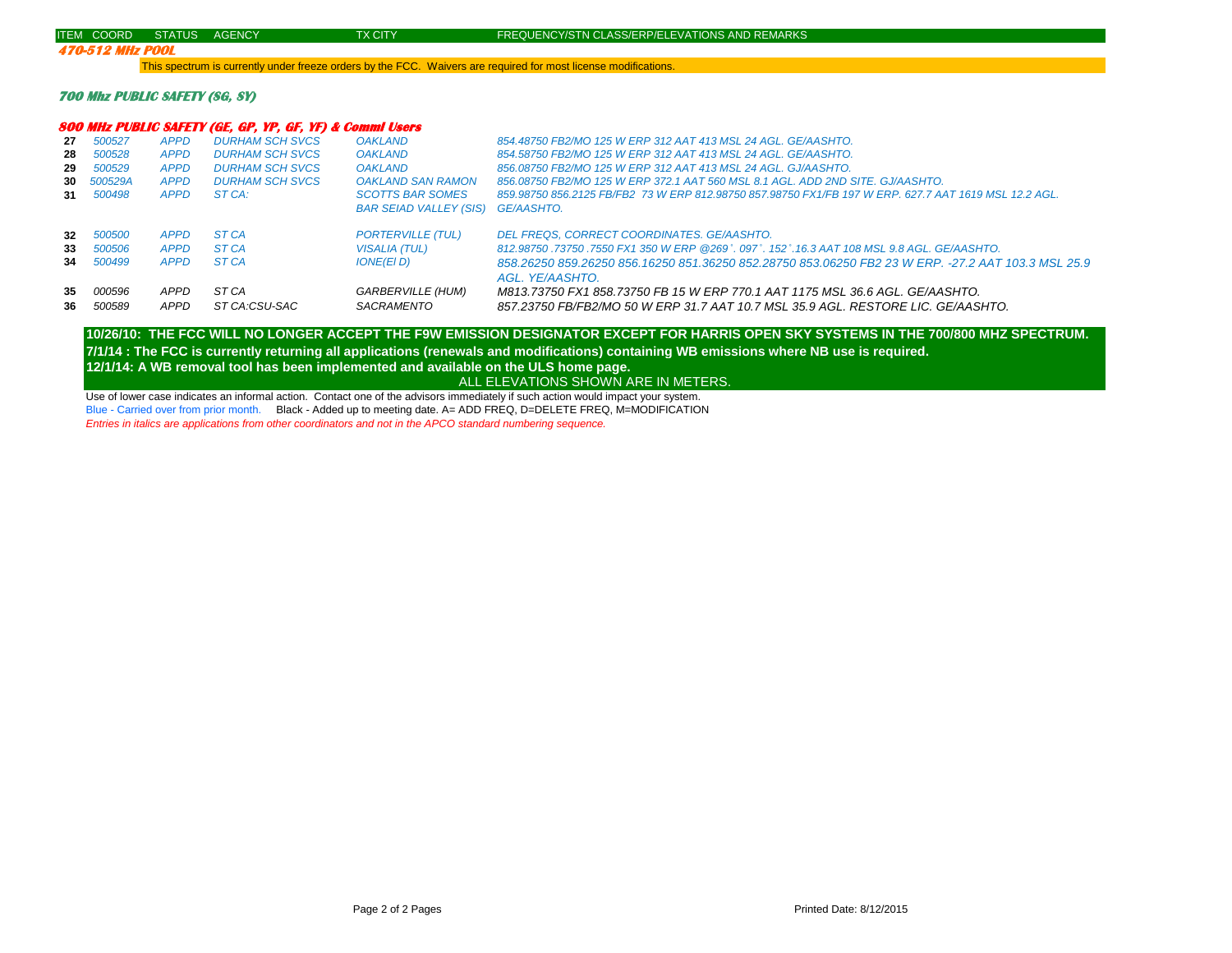| ITEM | COORD | STATUS | AGENCY | TX CITY | FREQUENCY/STN CLASS/ERP/ELEVATIONS AND REMARKS |
|---|---|---|---|---|---|

***470-512 MHz POOL***

This spectrum is currently under freeze orders by the FCC. Waivers are required for most license modifications.

***700 Mhz PUBLIC SAFETY (SG, SY)***

***800 MHz PUBLIC SAFETY (GE, GP, YP, GF, YF) & Comml Users***

| ITEM | COORD | STATUS | AGENCY | TX CITY | FREQUENCY/STN CLASS/ERP/ELEVATIONS AND REMARKS |
|---|---|---|---|---|---|
| **27** | *500527* | *APPD* | *DURHAM SCH SVCS* | *OAKLAND* | *854.48750 FB2/MO 125 W ERP 312 AAT 413 MSL 24 AGL. GE/AASHTO.* |
| **28** | *500528* | *APPD* | *DURHAM SCH SVCS* | *OAKLAND* | *854.58750 FB2/MO 125 W ERP 312 AAT 413 MSL 24 AGL. GE/AASHTO.* |
| **29** | *500529* | *APPD* | *DURHAM SCH SVCS* | *OAKLAND* | *856.08750 FB2/MO 125 W ERP 312 AAT 413 MSL 24 AGL. GJ/AASHTO.* |
| **30** | *500529A* | *APPD* | *DURHAM SCH SVCS* | *OAKLAND SAN RAMON* | *856.08750 FB2/MO 125 W ERP 372.1 AAT 560 MSL 8.1 AGL. ADD 2ND SITE. GJ/AASHTO.* |
| **31** | *500498* | *APPD* | *ST CA:* | *SCOTTS BAR SOMES BAR SEIAD VALLEY (SIS)* | *859.98750 856.2125 FB/FB2 73 W ERP 812.98750 857.98750 FX1/FB 197 W ERP. 627.7 AAT 1619 MSL 12.2 AGL. GE/AASHTO.* |
| **32** | *500500* | *APPD* | *ST CA* | *PORTERVILLE (TUL)* | *DEL FREQS, CORRECT COORDINATES. GE/AASHTO.* |
| **33** | *500506* | *APPD* | *ST CA* | *VISALIA (TUL)* | *812.98750 .73750 .7550 FX1 350 W ERP @269˚. 097˚. 152˚.16.3 AAT 108 MSL 9.8 AGL. GE/AASHTO.* |
| **34** | *500499* | *APPD* | *ST CA* | *IONE(El D)* | *858.26250 859.26250 856.16250 851.36250 852.28750 853.06250 FB2 23 W ERP. -27.2 AAT 103.3 MSL 25.9 AGL. YE/AASHTO.* |
| **35** | *000596* | *APPD* | *ST CA* | *GARBERVILLE (HUM)* | *M813.73750 FX1 858.73750 FB 15 W ERP 770.1 AAT 1175 MSL 36.6 AGL. GE/AASHTO.* |
| **36** | *500589* | *APPD* | *ST CA:CSU-SAC* | *SACRAMENTO* | *857.23750 FB/FB2/MO 50 W ERP 31.7 AAT 10.7 MSL 35.9 AGL. RESTORE LIC. GE/AASHTO.* |

**10/26/10: THE FCC WILL NO LONGER ACCEPT THE F9W EMISSION DESIGNATOR EXCEPT FOR HARRIS OPEN SKY SYSTEMS IN THE 700/800 MHZ SPECTRUM.**
**7/1/14 : The FCC is currently returning all applications (renewals and modifications) containing WB emissions where NB use is required.**
**12/1/14: A WB removal tool has been implemented and available on the ULS home page.**

ALL ELEVATIONS SHOWN ARE IN METERS.

Use of lower case indicates an informal action. Contact one of the advisors immediately if such action would impact your system.

Blue - Carried over from prior month. Black - Added up to meeting date. A= ADD FREQ, D=DELETE FREQ, M=MODIFICATION

*Entries in italics are applications from other coordinators and not in the APCO standard numbering sequence.*

Printed Date: 8/12/2015